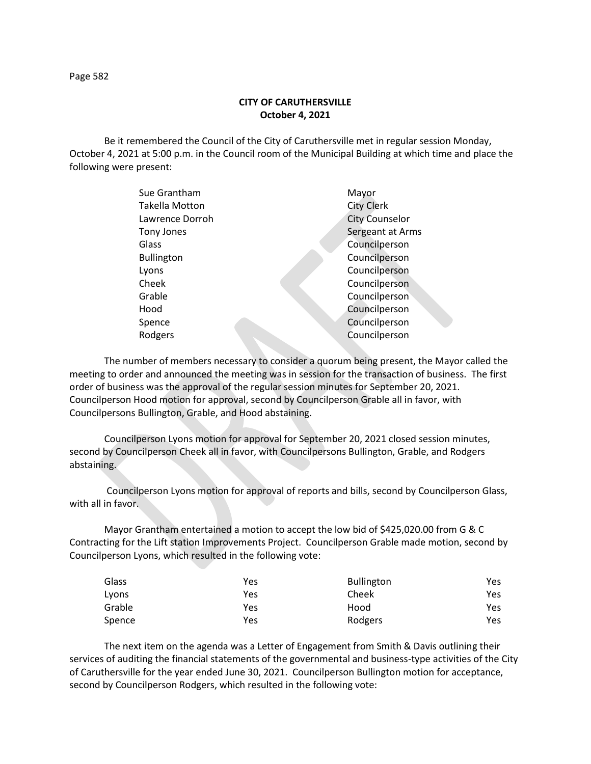**CITY OF CARUTHERSVILLE**
**October 4, 2021**

Be it remembered the Council of the City of Caruthersville met in regular session Monday, October 4, 2021 at 5:00 p.m. in the Council room of the Municipal Building at which time and place the following were present:

| | |
|---|---|
| Sue Grantham | Mayor |
| Takella Motton | City Clerk |
| Lawrence Dorroh | City Counselor |
| Tony Jones | Sergeant at Arms |
| Glass | Councilperson |
| Bullington | Councilperson |
| Lyons | Councilperson |
| Cheek | Councilperson |
| Grable | Councilperson |
| Hood | Councilperson |
| Spence | Councilperson |
| Rodgers | Councilperson |

The number of members necessary to consider a quorum being present, the Mayor called the meeting to order and announced the meeting was in session for the transaction of business. The first order of business was the approval of the regular session minutes for September 20, 2021. Councilperson Hood motion for approval, second by Councilperson Grable all in favor, with Councilpersons Bullington, Grable, and Hood abstaining.

Councilperson Lyons motion for approval for September 20, 2021 closed session minutes, second by Councilperson Cheek all in favor, with Councilpersons Bullington, Grable, and Rodgers abstaining.

Councilperson Lyons motion for approval of reports and bills, second by Councilperson Glass, with all in favor.

Mayor Grantham entertained a motion to accept the low bid of $425,020.00 from G & C Contracting for the Lift station Improvements Project. Councilperson Grable made motion, second by Councilperson Lyons, which resulted in the following vote:

| | | | |
|---|---|---|---|
| Glass | Yes | Bullington | Yes |
| Lyons | Yes | Cheek | Yes |
| Grable | Yes | Hood | Yes |
| Spence | Yes | Rodgers | Yes |

The next item on the agenda was a Letter of Engagement from Smith & Davis outlining their services of auditing the financial statements of the governmental and business-type activities of the City of Caruthersville for the year ended June 30, 2021. Councilperson Bullington motion for acceptance, second by Councilperson Rodgers, which resulted in the following vote: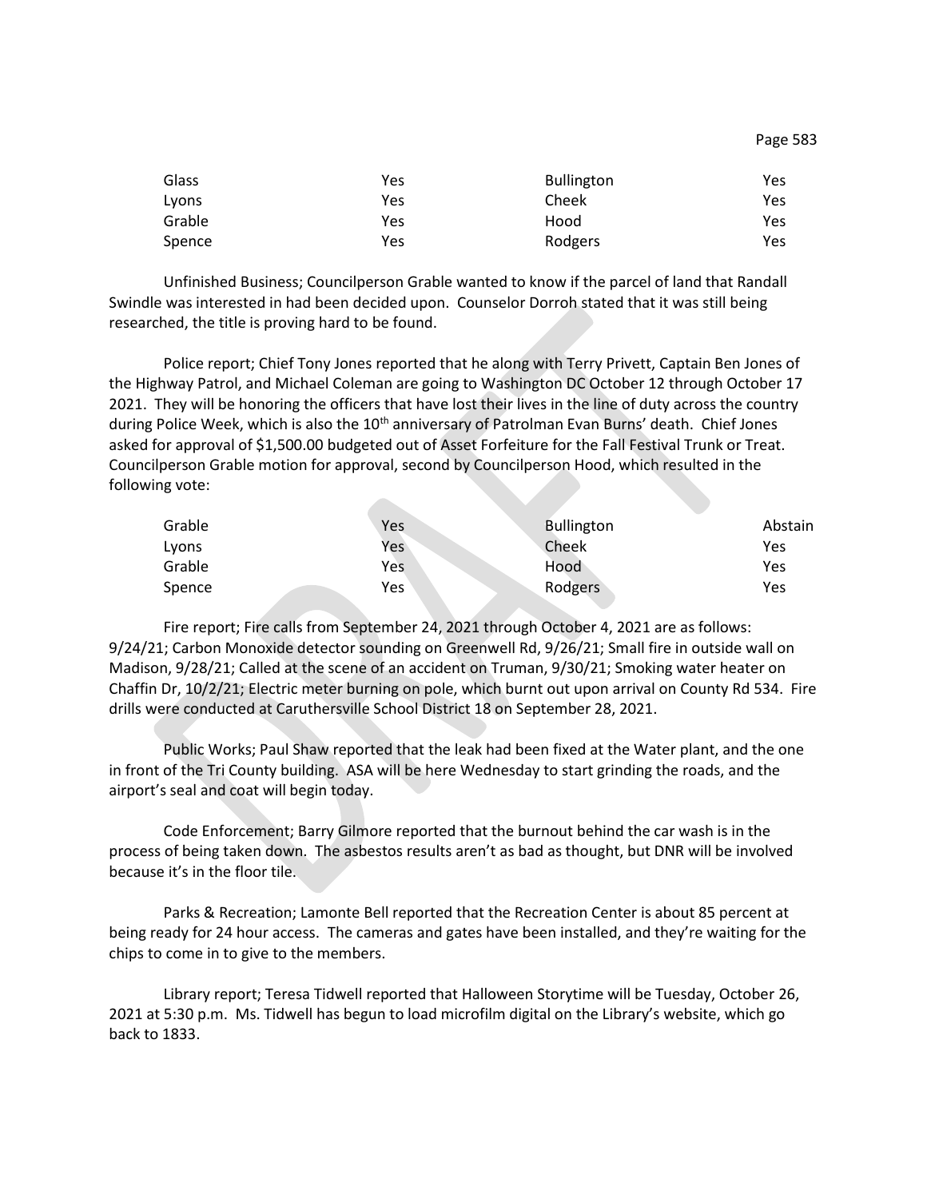| Glass | Yes | Bullington | Yes |
|---|---|---|---|
| Lyons | Yes | Cheek | Yes |
| Grable | Yes | Hood | Yes |
| Spence | Yes | Rodgers | Yes |

Unfinished Business; Councilperson Grable wanted to know if the parcel of land that Randall Swindle was interested in had been decided upon. Counselor Dorroh stated that it was still being researched, the title is proving hard to be found.

Police report; Chief Tony Jones reported that he along with Terry Privett, Captain Ben Jones of the Highway Patrol, and Michael Coleman are going to Washington DC October 12 through October 17 2021. They will be honoring the officers that have lost their lives in the line of duty across the country during Police Week, which is also the 10th anniversary of Patrolman Evan Burns' death. Chief Jones asked for approval of $1,500.00 budgeted out of Asset Forfeiture for the Fall Festival Trunk or Treat. Councilperson Grable motion for approval, second by Councilperson Hood, which resulted in the following vote:

| Grable | Yes | Bullington | Abstain |
|---|---|---|---|
| Lyons | Yes | Cheek | Yes |
| Grable | Yes | Hood | Yes |
| Spence | Yes | Rodgers | Yes |

Fire report; Fire calls from September 24, 2021 through October 4, 2021 are as follows: 9/24/21; Carbon Monoxide detector sounding on Greenwell Rd, 9/26/21; Small fire in outside wall on Madison, 9/28/21; Called at the scene of an accident on Truman, 9/30/21; Smoking water heater on Chaffin Dr, 10/2/21; Electric meter burning on pole, which burnt out upon arrival on County Rd 534. Fire drills were conducted at Caruthersville School District 18 on September 28, 2021.

Public Works; Paul Shaw reported that the leak had been fixed at the Water plant, and the one in front of the Tri County building. ASA will be here Wednesday to start grinding the roads, and the airport's seal and coat will begin today.

Code Enforcement; Barry Gilmore reported that the burnout behind the car wash is in the process of being taken down. The asbestos results aren't as bad as thought, but DNR will be involved because it's in the floor tile.

Parks & Recreation; Lamonte Bell reported that the Recreation Center is about 85 percent at being ready for 24 hour access. The cameras and gates have been installed, and they're waiting for the chips to come in to give to the members.

Library report; Teresa Tidwell reported that Halloween Storytime will be Tuesday, October 26, 2021 at 5:30 p.m. Ms. Tidwell has begun to load microfilm digital on the Library's website, which go back to 1833.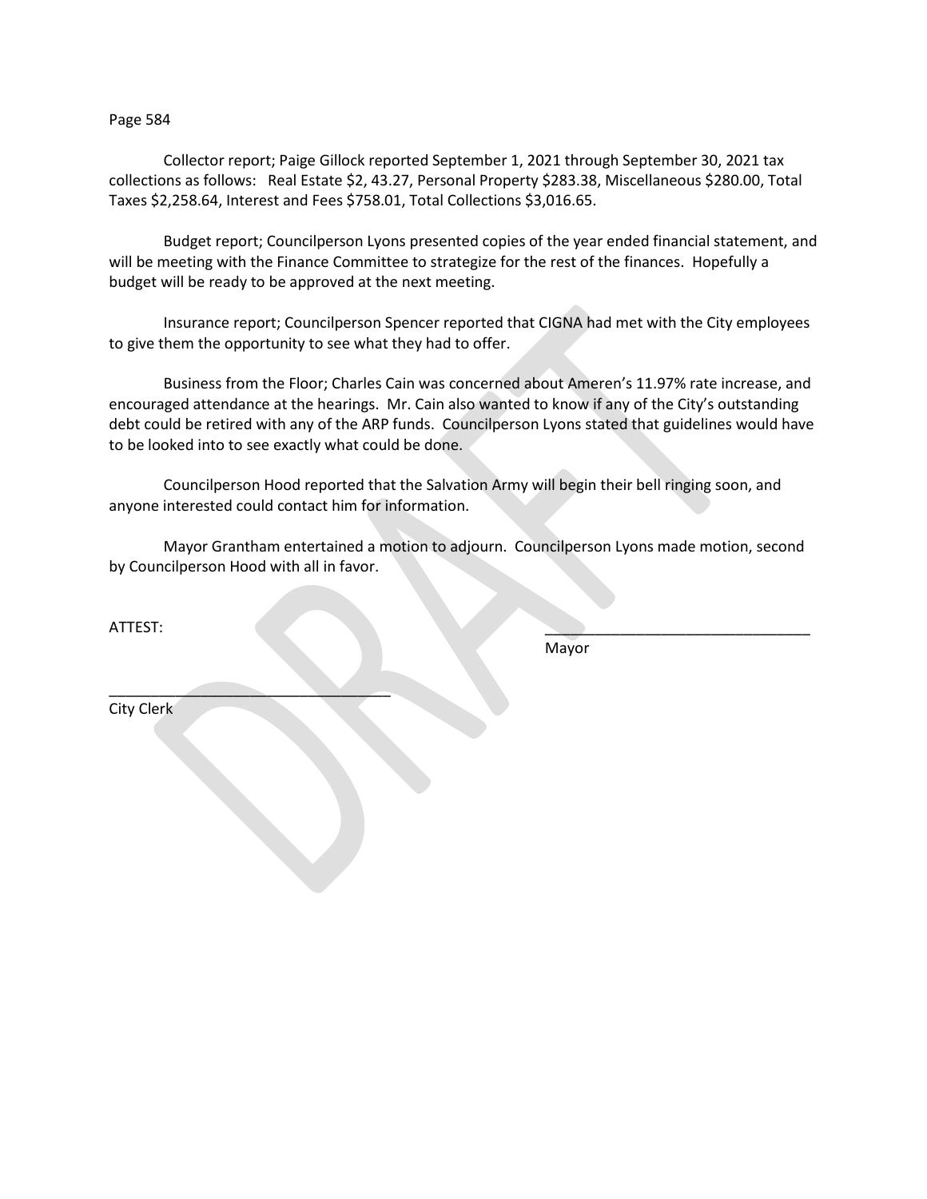Collector report; Paige Gillock reported September 1, 2021 through September 30, 2021 tax collections as follows: Real Estate $2, 43.27, Personal Property $283.38, Miscellaneous $280.00, Total Taxes $2,258.64, Interest and Fees $758.01, Total Collections $3,016.65.

Budget report; Councilperson Lyons presented copies of the year ended financial statement, and will be meeting with the Finance Committee to strategize for the rest of the finances. Hopefully a budget will be ready to be approved at the next meeting.

Insurance report; Councilperson Spencer reported that CIGNA had met with the City employees to give them the opportunity to see what they had to offer.

Business from the Floor; Charles Cain was concerned about Ameren's 11.97% rate increase, and encouraged attendance at the hearings. Mr. Cain also wanted to know if any of the City's outstanding debt could be retired with any of the ARP funds. Councilperson Lyons stated that guidelines would have to be looked into to see exactly what could be done.

Councilperson Hood reported that the Salvation Army will begin their bell ringing soon, and anyone interested could contact him for information.

Mayor Grantham entertained a motion to adjourn. Councilperson Lyons made motion, second by Councilperson Hood with all in favor.

ATTEST:

_________________________________
Mayor

_________________________________
City Clerk

DRAFT